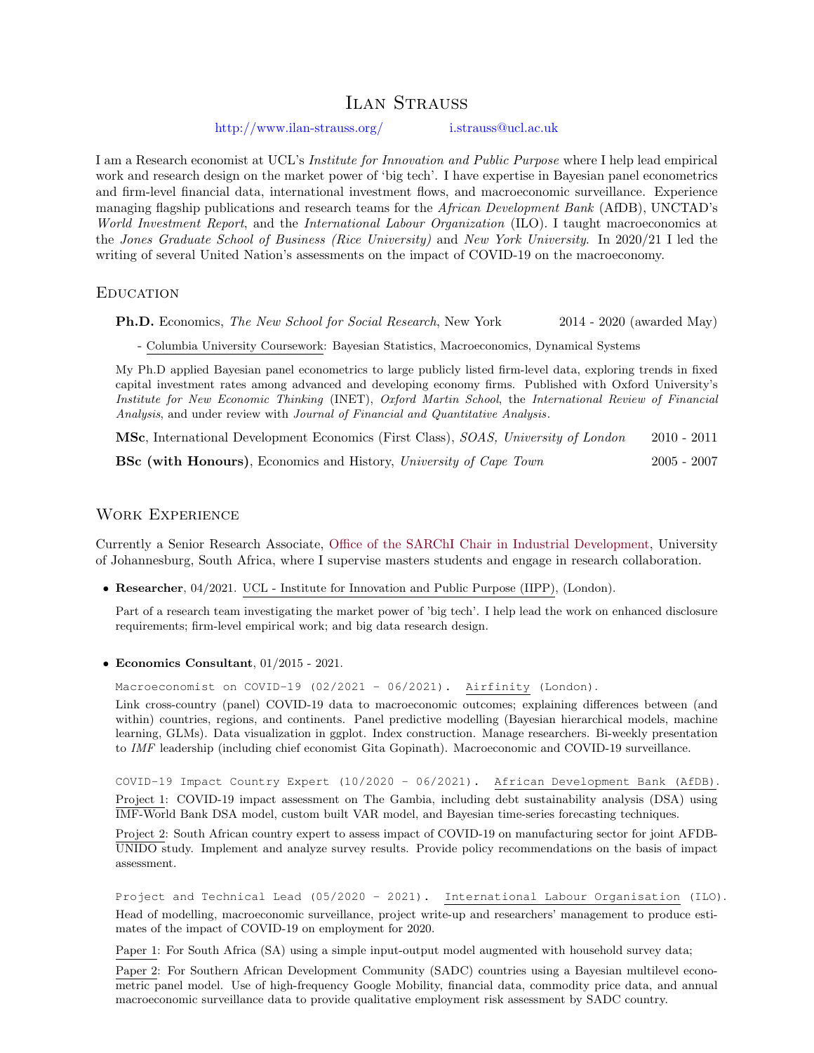# Ilan Strauss

http://www.ilan-strauss.org/ i.strauss@ucl.ac.uk

I am a Research economist at UCL's *Institute for Innovation and Public Purpose* where I help lead empirical work and research design on the market power of 'big tech'. I have expertise in Bayesian panel econometrics and firm-level financial data, international investment flows, and macroeconomic surveillance. Experience managing flagship publications and research teams for the *African Development Bank* (AfDB), UNCTAD's *World Investment Report*, and the *International Labour Organization* (ILO). I taught macroeconomics at the *Jones Graduate School of Business (Rice University)* and *New York University*. In 2020/21 I led the writing of several United Nation's assessments on the impact of COVID-19 on the macroeconomy.

## Education

**Ph.D.** Economics, *The New School for Social Research*, New York — 2014 - 2020 (awarded May)

- Columbia University Coursework: Bayesian Statistics, Macroeconomics, Dynamical Systems

My Ph.D applied Bayesian panel econometrics to large publicly listed firm-level data, exploring trends in fixed capital investment rates among advanced and developing economy firms. Published with Oxford University's *Institute for New Economic Thinking* (INET), *Oxford Martin School*, the *International Review of Financial Analysis*, and under review with *Journal of Financial and Quantitative Analysis*.

**MSc**, International Development Economics (First Class), *SOAS, University of London* — 2010 - 2011

**BSc (with Honours)**, Economics and History, *University of Cape Town* — 2005 - 2007

## Work Experience

Currently a Senior Research Associate, Office of the SARChI Chair in Industrial Development, University of Johannesburg, South Africa, where I supervise masters students and engage in research collaboration.

- **Researcher**, 04/2021. UCL - Institute for Innovation and Public Purpose (IIPP), (London).

  Part of a research team investigating the market power of 'big tech'. I help lead the work on enhanced disclosure requirements; firm-level empirical work; and big data research design.

- **Economics Consultant**, 01/2015 - 2021.

  `Macroeconomist on COVID-19 (02/2021 - 06/2021).` Airfinity (London).

  Link cross-country (panel) COVID-19 data to macroeconomic outcomes; explaining differences between (and within) countries, regions, and continents. Panel predictive modelling (Bayesian hierarchical models, machine learning, GLMs). Data visualization in ggplot. Index construction. Manage researchers. Bi-weekly presentation to *IMF* leadership (including chief economist Gita Gopinath). Macroeconomic and COVID-19 surveillance.

  `COVID-19 Impact Country Expert (10/2020 - 06/2021).` African Development Bank (AfDB).

  Project 1: COVID-19 impact assessment on The Gambia, including debt sustainability analysis (DSA) using IMF-World Bank DSA model, custom built VAR model, and Bayesian time-series forecasting techniques.

  Project 2: South African country expert to assess impact of COVID-19 on manufacturing sector for joint AFDB-UNIDO study. Implement and analyze survey results. Provide policy recommendations on the basis of impact assessment.

  `Project and Technical Lead (05/2020 - 2021).` International Labour Organisation (ILO).

  Head of modelling, macroeconomic surveillance, project write-up and researchers' management to produce estimates of the impact of COVID-19 on employment for 2020.

  Paper 1: For South Africa (SA) using a simple input-output model augmented with household survey data;

  Paper 2: For Southern African Development Community (SADC) countries using a Bayesian multilevel econometric panel model. Use of high-frequency Google Mobility, financial data, commodity price data, and annual macroeconomic surveillance data to provide qualitative employment risk assessment by SADC country.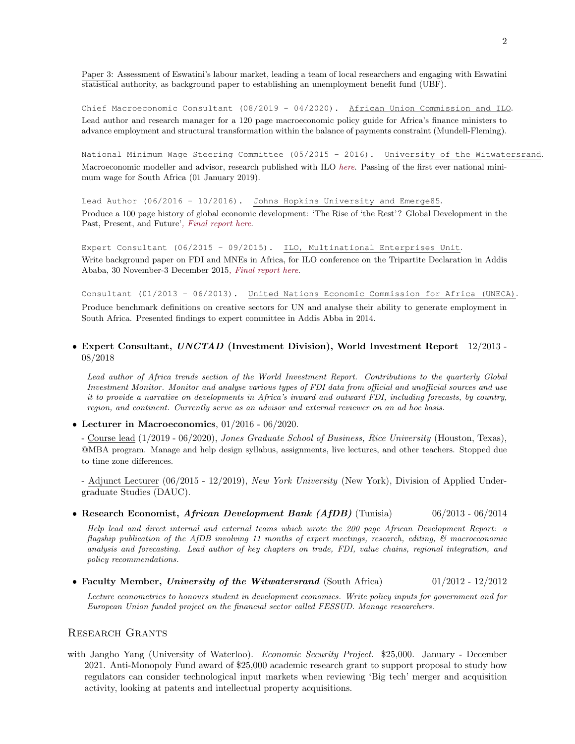Paper 3: Assessment of Eswatini's labour market, leading a team of local researchers and engaging with Eswatini statistical authority, as background paper to establishing an unemployment benefit fund (UBF).

`Chief Macroeconomic Consultant (08/2019 - 04/2020).` African Union Commission and ILO.
Lead author and research manager for a 120 page macroeconomic policy guide for Africa's finance ministers to advance employment and structural transformation within the balance of payments constraint (Mundell-Fleming).

`National Minimum Wage Steering Committee (05/2015 - 2016).` University of the Witwatersrand.
Macroeconomic modeller and advisor, research published with ILO *here*. Passing of the first ever national minimum wage for South Africa (01 January 2019).

`Lead Author (06/2016 - 10/2016).` Johns Hopkins University and Emerge85.
Produce a 100 page history of global economic development: 'The Rise of 'the Rest'? Global Development in the Past, Present, and Future', *Final report here*.

`Expert Consultant (06/2015 - 09/2015).` ILO, Multinational Enterprises Unit.
Write background paper on FDI and MNEs in Africa, for ILO conference on the Tripartite Declaration in Addis Ababa, 30 November-3 December 2015, *Final report here*.

`Consultant (01/2013 - 06/2013).` United Nations Economic Commission for Africa (UNECA).
Produce benchmark definitions on creative sectors for UN and analyse their ability to generate employment in South Africa. Presented findings to expert committee in Addis Abba in 2014.

- **Expert Consultant, *UNCTAD* (Investment Division), World Investment Report** 12/2013 - 08/2018

  *Lead author of Africa trends section of the World Investment Report. Contributions to the quarterly Global Investment Monitor. Monitor and analyse various types of FDI data from official and unofficial sources and use it to provide a narrative on developments in Africa's inward and outward FDI, including forecasts, by country, region, and continent. Currently serve as an advisor and external reviewer on an ad hoc basis.*

- **Lecturer in Macroeconomics**, 01/2016 - 06/2020.

  - Course lead (1/2019 - 06/2020), *Jones Graduate School of Business, Rice University* (Houston, Texas), @MBA program. Manage and help design syllabus, assignments, live lectures, and other teachers. Stopped due to time zone differences.

  - Adjunct Lecturer (06/2015 - 12/2019), *New York University* (New York), Division of Applied Undergraduate Studies (DAUC).

- **Research Economist, *African Development Bank (AfDB)*** (Tunisia) 06/2013 - 06/2014

  *Help lead and direct internal and external teams which wrote the 200 page African Development Report: a flagship publication of the AfDB involving 11 months of expert meetings, research, editing, & macroeconomic analysis and forecasting. Lead author of key chapters on trade, FDI, value chains, regional integration, and policy recommendations.*

- **Faculty Member, *University of the Witwatersrand*** (South Africa) 01/2012 - 12/2012

  *Lecture econometrics to honours student in development economics. Write policy inputs for government and for European Union funded project on the financial sector called FESSUD. Manage researchers.*

## Research Grants

with Jangho Yang (University of Waterloo). *Economic Security Project*. $25,000. January - December 2021. Anti-Monopoly Fund award of $25,000 academic research grant to support proposal to study how regulators can consider technological input markets when reviewing 'Big tech' merger and acquisition activity, looking at patents and intellectual property acquisitions.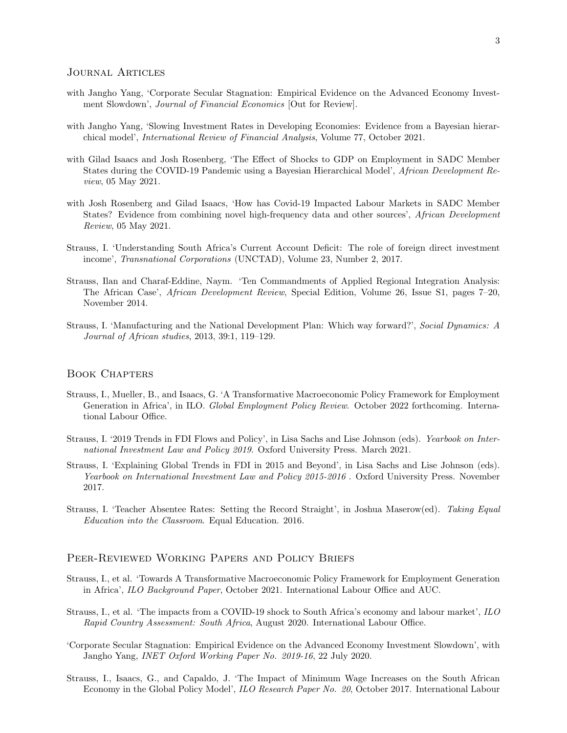## Journal Articles

with Jangho Yang, 'Corporate Secular Stagnation: Empirical Evidence on the Advanced Economy Investment Slowdown', *Journal of Financial Economics* [Out for Review].

with Jangho Yang, 'Slowing Investment Rates in Developing Economies: Evidence from a Bayesian hierarchical model', *International Review of Financial Analysis*, Volume 77, October 2021.

with Gilad Isaacs and Josh Rosenberg, 'The Effect of Shocks to GDP on Employment in SADC Member States during the COVID-19 Pandemic using a Bayesian Hierarchical Model', *African Development Review*, 05 May 2021.

with Josh Rosenberg and Gilad Isaacs, 'How has Covid-19 Impacted Labour Markets in SADC Member States? Evidence from combining novel high-frequency data and other sources', *African Development Review*, 05 May 2021.

Strauss, I. 'Understanding South Africa's Current Account Deficit: The role of foreign direct investment income', *Transnational Corporations* (UNCTAD), Volume 23, Number 2, 2017.

Strauss, Ilan and Charaf-Eddine, Naym. 'Ten Commandments of Applied Regional Integration Analysis: The African Case', *African Development Review*, Special Edition, Volume 26, Issue S1, pages 7–20, November 2014.

Strauss, I. 'Manufacturing and the National Development Plan: Which way forward?', *Social Dynamics: A Journal of African studies*, 2013, 39:1, 119–129.

## Book Chapters

Strauss, I., Mueller, B., and Isaacs, G. 'A Transformative Macroeconomic Policy Framework for Employment Generation in Africa', in ILO. *Global Employment Policy Review.* October 2022 forthcoming. International Labour Office.

Strauss, I. '2019 Trends in FDI Flows and Policy', in Lisa Sachs and Lise Johnson (eds). *Yearbook on International Investment Law and Policy 2019.* Oxford University Press. March 2021.

Strauss, I. 'Explaining Global Trends in FDI in 2015 and Beyond', in Lisa Sachs and Lise Johnson (eds). *Yearbook on International Investment Law and Policy 2015-2016* . Oxford University Press. November 2017.

Strauss, I. 'Teacher Absentee Rates: Setting the Record Straight', in Joshua Maserow(ed). *Taking Equal Education into the Classroom*. Equal Education. 2016.

## Peer-Reviewed Working Papers and Policy Briefs

Strauss, I., et al. 'Towards A Transformative Macroeconomic Policy Framework for Employment Generation in Africa', *ILO Background Paper*, October 2021. International Labour Office and AUC.

Strauss, I., et al. 'The impacts from a COVID-19 shock to South Africa's economy and labour market', *ILO Rapid Country Assessment: South Africa*, August 2020. International Labour Office.

'Corporate Secular Stagnation: Empirical Evidence on the Advanced Economy Investment Slowdown', with Jangho Yang, *INET Oxford Working Paper No. 2019-16*, 22 July 2020.

Strauss, I., Isaacs, G., and Capaldo, J. 'The Impact of Minimum Wage Increases on the South African Economy in the Global Policy Model', *ILO Research Paper No. 20*, October 2017. International Labour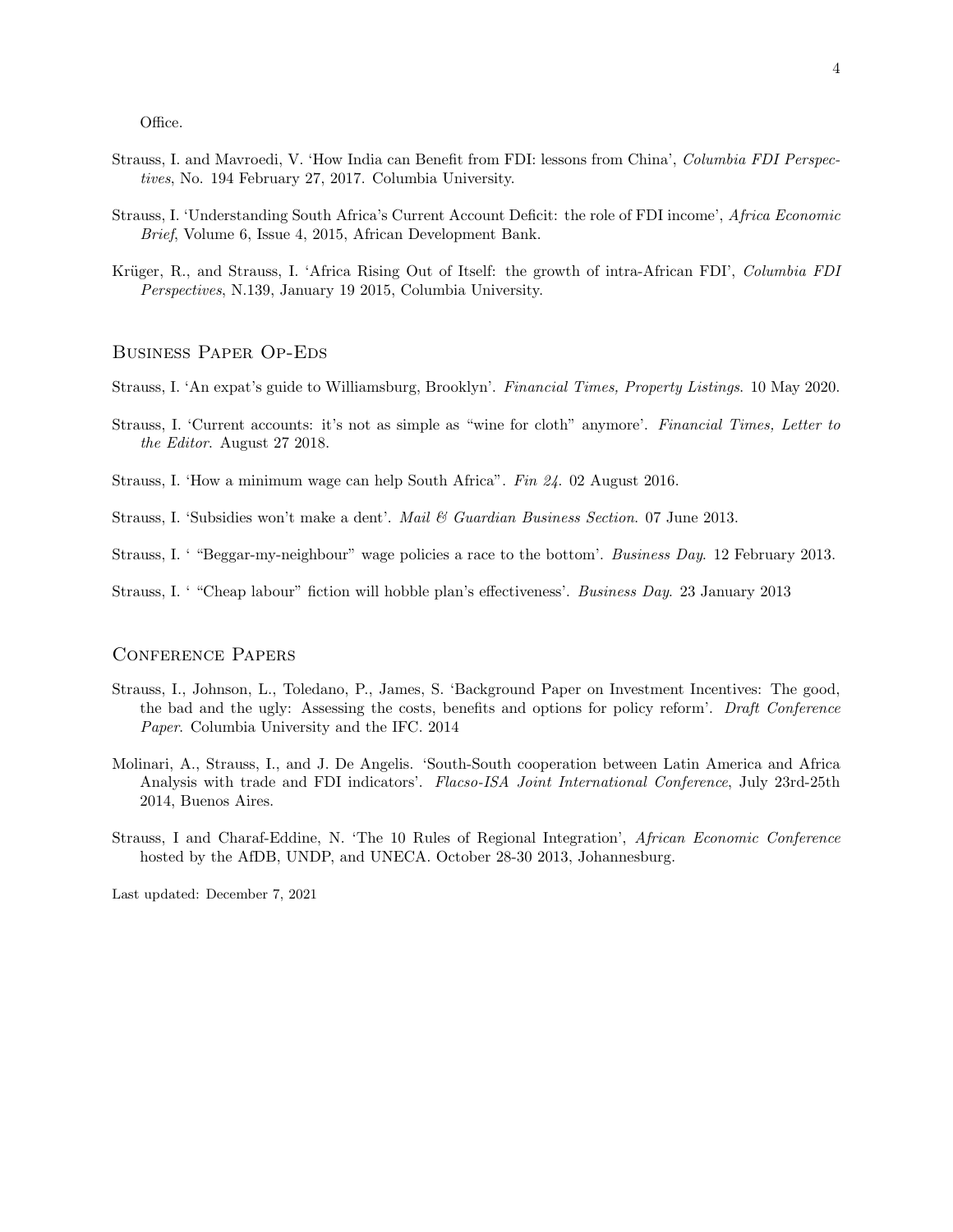Office.

Strauss, I. and Mavroedi, V. 'How India can Benefit from FDI: lessons from China', *Columbia FDI Perspectives*, No. 194 February 27, 2017. Columbia University.

Strauss, I. 'Understanding South Africa's Current Account Deficit: the role of FDI income', *Africa Economic Brief*, Volume 6, Issue 4, 2015, African Development Bank.

Krüger, R., and Strauss, I. 'Africa Rising Out of Itself: the growth of intra-African FDI', *Columbia FDI Perspectives*, N.139, January 19 2015, Columbia University.

## Business Paper Op-Eds

Strauss, I. 'An expat's guide to Williamsburg, Brooklyn'. *Financial Times, Property Listings*. 10 May 2020.

Strauss, I. 'Current accounts: it's not as simple as "wine for cloth" anymore'. *Financial Times, Letter to the Editor*. August 27 2018.

Strauss, I. 'How a minimum wage can help South Africa". *Fin 24*. 02 August 2016.

Strauss, I. 'Subsidies won't make a dent'. *Mail & Guardian Business Section*. 07 June 2013.

Strauss, I. ' "Beggar-my-neighbour" wage policies a race to the bottom'. *Business Day*. 12 February 2013.

Strauss, I. ' "Cheap labour" fiction will hobble plan's effectiveness'. *Business Day*. 23 January 2013

## Conference Papers

Strauss, I., Johnson, L., Toledano, P., James, S. 'Background Paper on Investment Incentives: The good, the bad and the ugly: Assessing the costs, benefits and options for policy reform'. *Draft Conference Paper*. Columbia University and the IFC. 2014

Molinari, A., Strauss, I., and J. De Angelis. 'South-South cooperation between Latin America and Africa Analysis with trade and FDI indicators'. *Flacso-ISA Joint International Conference*, July 23rd-25th 2014, Buenos Aires.

Strauss, I and Charaf-Eddine, N. 'The 10 Rules of Regional Integration', *African Economic Conference* hosted by the AfDB, UNDP, and UNECA. October 28-30 2013, Johannesburg.

Last updated: December 7, 2021